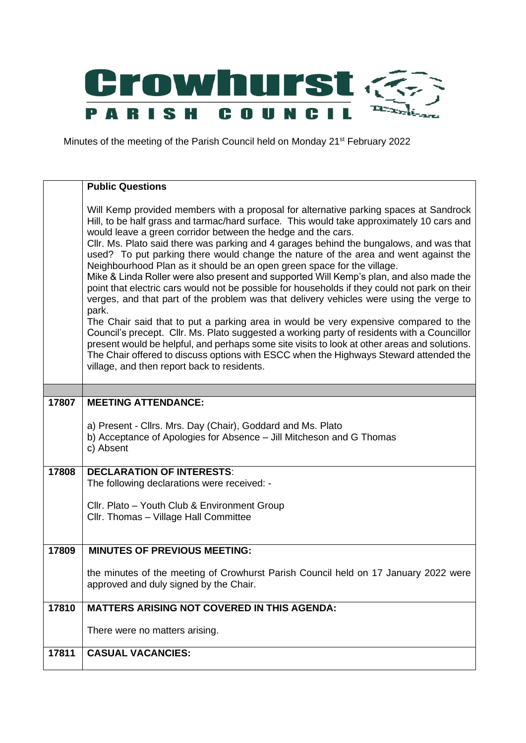# Crowhurst PARISH COUNCIL

Minutes of the meeting of the Parish Council held on Monday 21st February 2022

| | |
|---|---|
| | **Public Questions**<br><br>Will Kemp provided members with a proposal for alternative parking spaces at Sandrock Hill, to be half grass and tarmac/hard surface. This would take approximately 10 cars and would leave a green corridor between the hedge and the cars.<br>Cllr. Ms. Plato said there was parking and 4 garages behind the bungalows, and was that used? To put parking there would change the nature of the area and went against the Neighbourhood Plan as it should be an open green space for the village.<br>Mike & Linda Roller were also present and supported Will Kemp's plan, and also made the point that electric cars would not be possible for households if they could not park on their verges, and that part of the problem was that delivery vehicles were using the verge to park.<br>The Chair said that to put a parking area in would be very expensive compared to the Council's precept. Cllr. Ms. Plato suggested a working party of residents with a Councillor present would be helpful, and perhaps some site visits to look at other areas and solutions. The Chair offered to discuss options with ESCC when the Highways Steward attended the village, and then report back to residents. |
| | |
| **17807** | **MEETING ATTENDANCE:**<br><br>a) Present - Cllrs. Mrs. Day (Chair), Goddard and Ms. Plato<br>b) Acceptance of Apologies for Absence – Jill Mitcheson and G Thomas<br>c) Absent |
| **17808** | **DECLARATION OF INTERESTS**:<br>The following declarations were received: -<br><br>Cllr. Plato – Youth Club & Environment Group<br>Cllr. Thomas – Village Hall Committee |
| **17809** | **MINUTES OF PREVIOUS MEETING:**<br><br>the minutes of the meeting of Crowhurst Parish Council held on 17 January 2022 were approved and duly signed by the Chair. |
| **17810** | **MATTERS ARISING NOT COVERED IN THIS AGENDA:**<br><br>There were no matters arising. |
| **17811** | **CASUAL VACANCIES:** |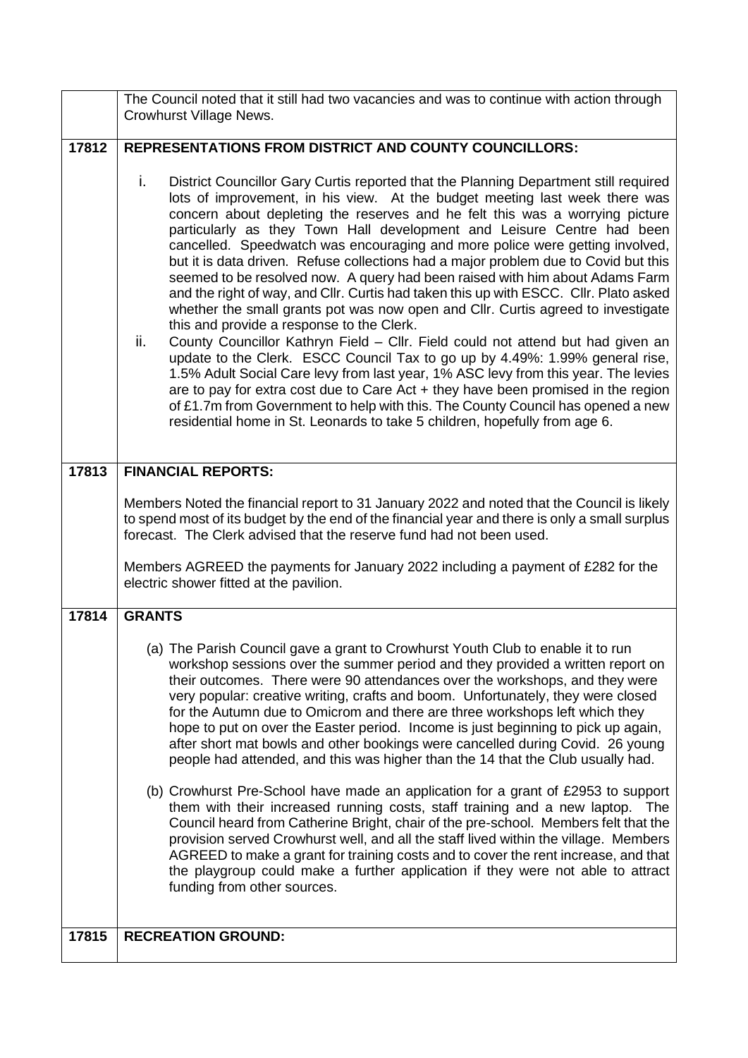|  | The Council noted that it still had two vacancies and was to continue with action through Crowhurst Village News. |
|---|---|
| **17812** | **REPRESENTATIONS FROM DISTRICT AND COUNTY COUNCILLORS:**<br><br>i. District Councillor Gary Curtis reported that the Planning Department still required lots of improvement, in his view. At the budget meeting last week there was concern about depleting the reserves and he felt this was a worrying picture particularly as they Town Hall development and Leisure Centre had been cancelled. Speedwatch was encouraging and more police were getting involved, but it is data driven. Refuse collections had a major problem due to Covid but this seemed to be resolved now. A query had been raised with him about Adams Farm and the right of way, and Cllr. Curtis had taken this up with ESCC. Cllr. Plato asked whether the small grants pot was now open and Cllr. Curtis agreed to investigate this and provide a response to the Clerk.<br>ii. County Councillor Kathryn Field – Cllr. Field could not attend but had given an update to the Clerk. ESCC Council Tax to go up by 4.49%: 1.99% general rise, 1.5% Adult Social Care levy from last year, 1% ASC levy from this year. The levies are to pay for extra cost due to Care Act + they have been promised in the region of £1.7m from Government to help with this. The County Council has opened a new residential home in St. Leonards to take 5 children, hopefully from age 6. |
| **17813** | **FINANCIAL REPORTS:**<br><br>Members Noted the financial report to 31 January 2022 and noted that the Council is likely to spend most of its budget by the end of the financial year and there is only a small surplus forecast. The Clerk advised that the reserve fund had not been used.<br><br>Members AGREED the payments for January 2022 including a payment of £282 for the electric shower fitted at the pavilion. |
| **17814** | **GRANTS**<br><br>(a) The Parish Council gave a grant to Crowhurst Youth Club to enable it to run workshop sessions over the summer period and they provided a written report on their outcomes. There were 90 attendances over the workshops, and they were very popular: creative writing, crafts and boom. Unfortunately, they were closed for the Autumn due to Omicrom and there are three workshops left which they hope to put on over the Easter period. Income is just beginning to pick up again, after short mat bowls and other bookings were cancelled during Covid. 26 young people had attended, and this was higher than the 14 that the Club usually had.<br><br>(b) Crowhurst Pre-School have made an application for a grant of £2953 to support them with their increased running costs, staff training and a new laptop. The Council heard from Catherine Bright, chair of the pre-school. Members felt that the provision served Crowhurst well, and all the staff lived within the village. Members AGREED to make a grant for training costs and to cover the rent increase, and that the playgroup could make a further application if they were not able to attract funding from other sources. |
| **17815** | **RECREATION GROUND:** |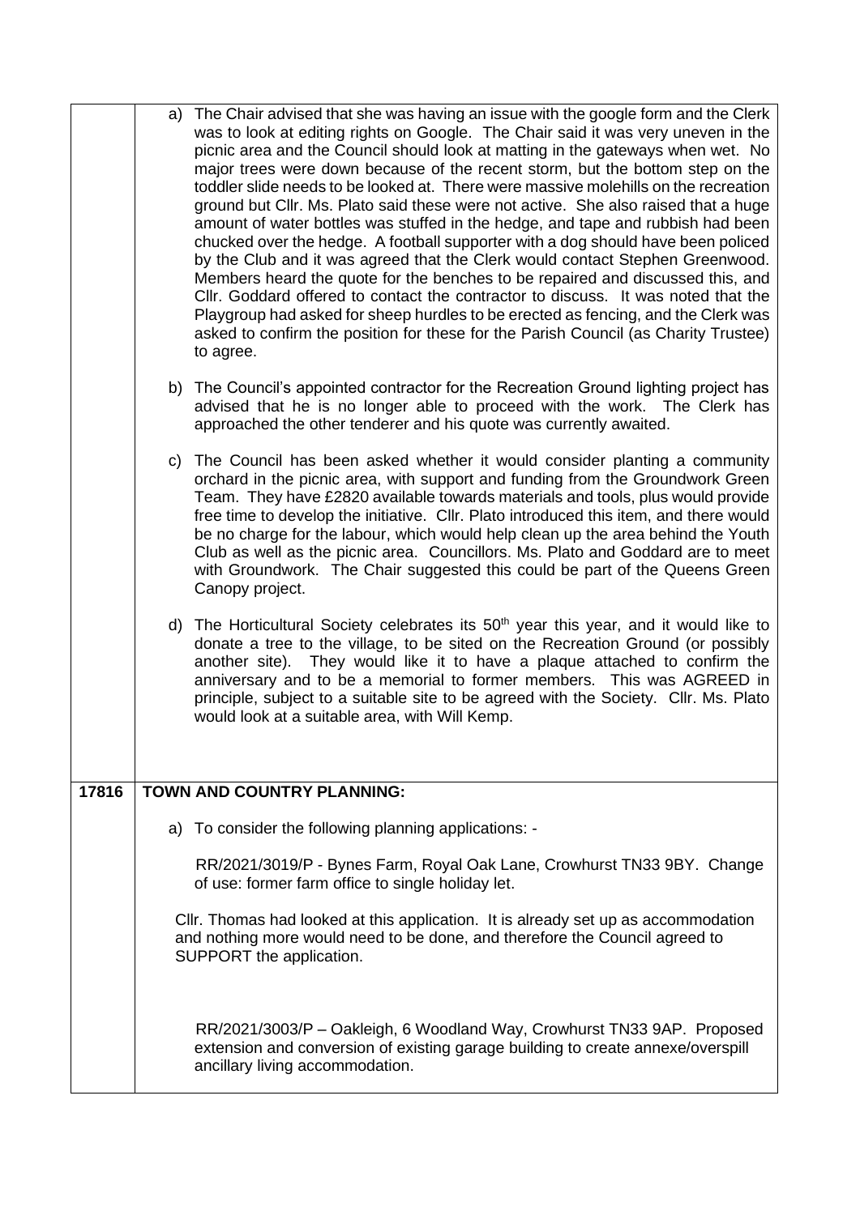| | |
|---|---|
| | a) The Chair advised that she was having an issue with the google form and the Clerk was to look at editing rights on Google. The Chair said it was very uneven in the picnic area and the Council should look at matting in the gateways when wet. No major trees were down because of the recent storm, but the bottom step on the toddler slide needs to be looked at. There were massive molehills on the recreation ground but Cllr. Ms. Plato said these were not active. She also raised that a huge amount of water bottles was stuffed in the hedge, and tape and rubbish had been chucked over the hedge. A football supporter with a dog should have been policed by the Club and it was agreed that the Clerk would contact Stephen Greenwood. Members heard the quote for the benches to be repaired and discussed this, and Cllr. Goddard offered to contact the contractor to discuss. It was noted that the Playgroup had asked for sheep hurdles to be erected as fencing, and the Clerk was asked to confirm the position for these for the Parish Council (as Charity Trustee) to agree.<br><br>b) The Council's appointed contractor for the Recreation Ground lighting project has advised that he is no longer able to proceed with the work. The Clerk has approached the other tenderer and his quote was currently awaited.<br><br>c) The Council has been asked whether it would consider planting a community orchard in the picnic area, with support and funding from the Groundwork Green Team. They have £2820 available towards materials and tools, plus would provide free time to develop the initiative. Cllr. Plato introduced this item, and there would be no charge for the labour, which would help clean up the area behind the Youth Club as well as the picnic area. Councillors. Ms. Plato and Goddard are to meet with Groundwork. The Chair suggested this could be part of the Queens Green Canopy project.<br><br>d) The Horticultural Society celebrates its 50th year this year, and it would like to donate a tree to the village, to be sited on the Recreation Ground (or possibly another site). They would like it to have a plaque attached to confirm the anniversary and to be a memorial to former members. This was AGREED in principle, subject to a suitable site to be agreed with the Society. Cllr. Ms. Plato would look at a suitable area, with Will Kemp. |
| **17816** | **TOWN AND COUNTRY PLANNING:**<br><br>a) To consider the following planning applications: -<br><br>RR/2021/3019/P - Bynes Farm, Royal Oak Lane, Crowhurst TN33 9BY. Change of use: former farm office to single holiday let.<br><br>Cllr. Thomas had looked at this application. It is already set up as accommodation and nothing more would need to be done, and therefore the Council agreed to SUPPORT the application.<br><br>RR/2021/3003/P – Oakleigh, 6 Woodland Way, Crowhurst TN33 9AP. Proposed extension and conversion of existing garage building to create annexe/overspill ancillary living accommodation. |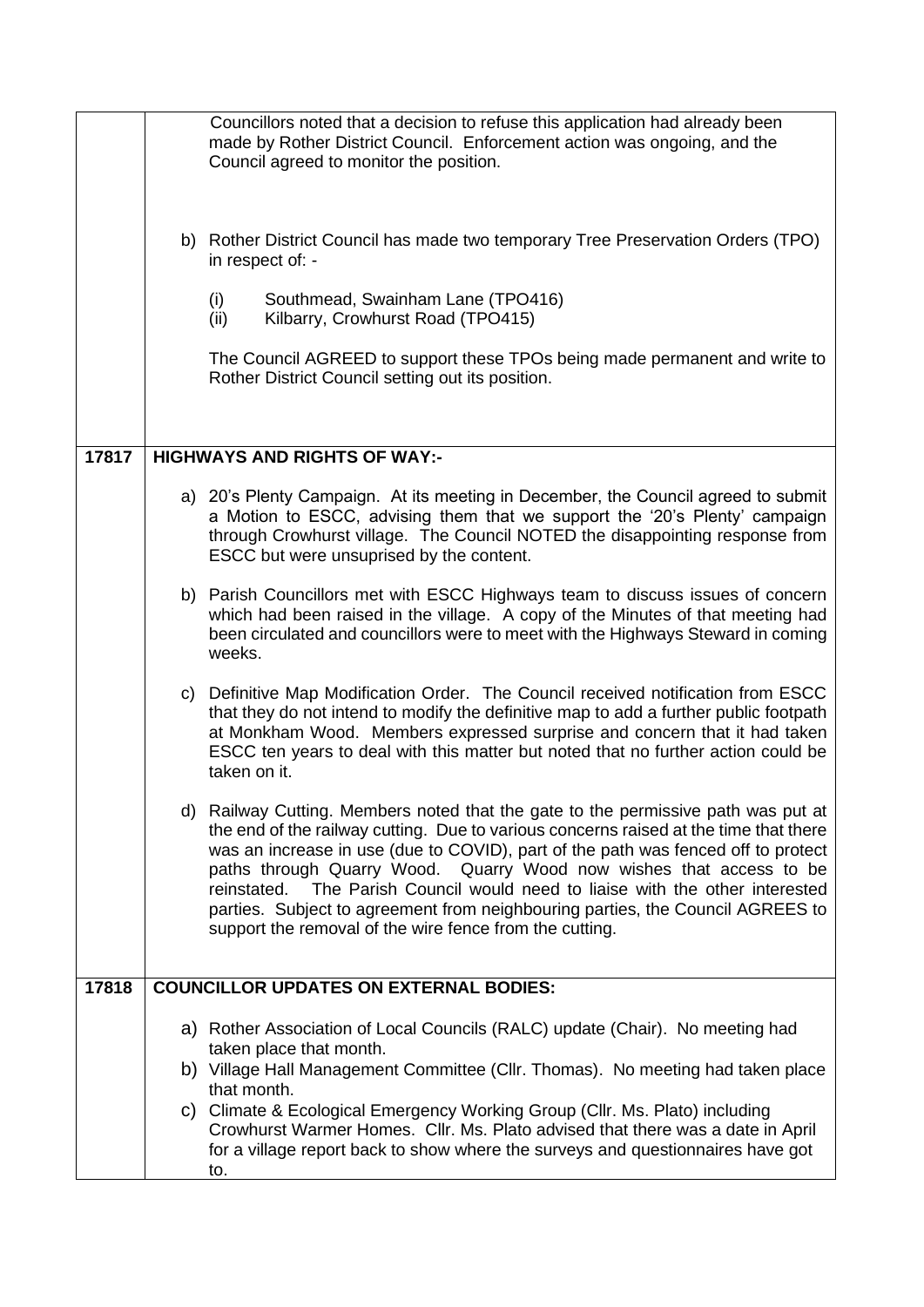| | |
|---|---|
| | Councillors noted that a decision to refuse this application had already been made by Rother District Council. Enforcement action was ongoing, and the Council agreed to monitor the position.<br><br>b) Rother District Council has made two temporary Tree Preservation Orders (TPO) in respect of: -<br><br>(i) Southmead, Swainham Lane (TPO416)<br>(ii) Kilbarry, Crowhurst Road (TPO415)<br><br>The Council AGREED to support these TPOs being made permanent and write to Rother District Council setting out its position. |
| **17817** | **HIGHWAYS AND RIGHTS OF WAY:-**<br><br>a) 20's Plenty Campaign. At its meeting in December, the Council agreed to submit a Motion to ESCC, advising them that we support the '20's Plenty' campaign through Crowhurst village. The Council NOTED the disappointing response from ESCC but were unsuprised by the content.<br><br>b) Parish Councillors met with ESCC Highways team to discuss issues of concern which had been raised in the village. A copy of the Minutes of that meeting had been circulated and councillors were to meet with the Highways Steward in coming weeks.<br><br>c) Definitive Map Modification Order. The Council received notification from ESCC that they do not intend to modify the definitive map to add a further public footpath at Monkham Wood. Members expressed surprise and concern that it had taken ESCC ten years to deal with this matter but noted that no further action could be taken on it.<br><br>d) Railway Cutting. Members noted that the gate to the permissive path was put at the end of the railway cutting. Due to various concerns raised at the time that there was an increase in use (due to COVID), part of the path was fenced off to protect paths through Quarry Wood. Quarry Wood now wishes that access to be reinstated. The Parish Council would need to liaise with the other interested parties. Subject to agreement from neighbouring parties, the Council AGREES to support the removal of the wire fence from the cutting. |
| **17818** | **COUNCILLOR UPDATES ON EXTERNAL BODIES:**<br><br>a) Rother Association of Local Councils (RALC) update (Chair). No meeting had taken place that month.<br>b) Village Hall Management Committee (Cllr. Thomas). No meeting had taken place that month.<br>c) Climate & Ecological Emergency Working Group (Cllr. Ms. Plato) including Crowhurst Warmer Homes. Cllr. Ms. Plato advised that there was a date in April for a village report back to show where the surveys and questionnaires have got to. |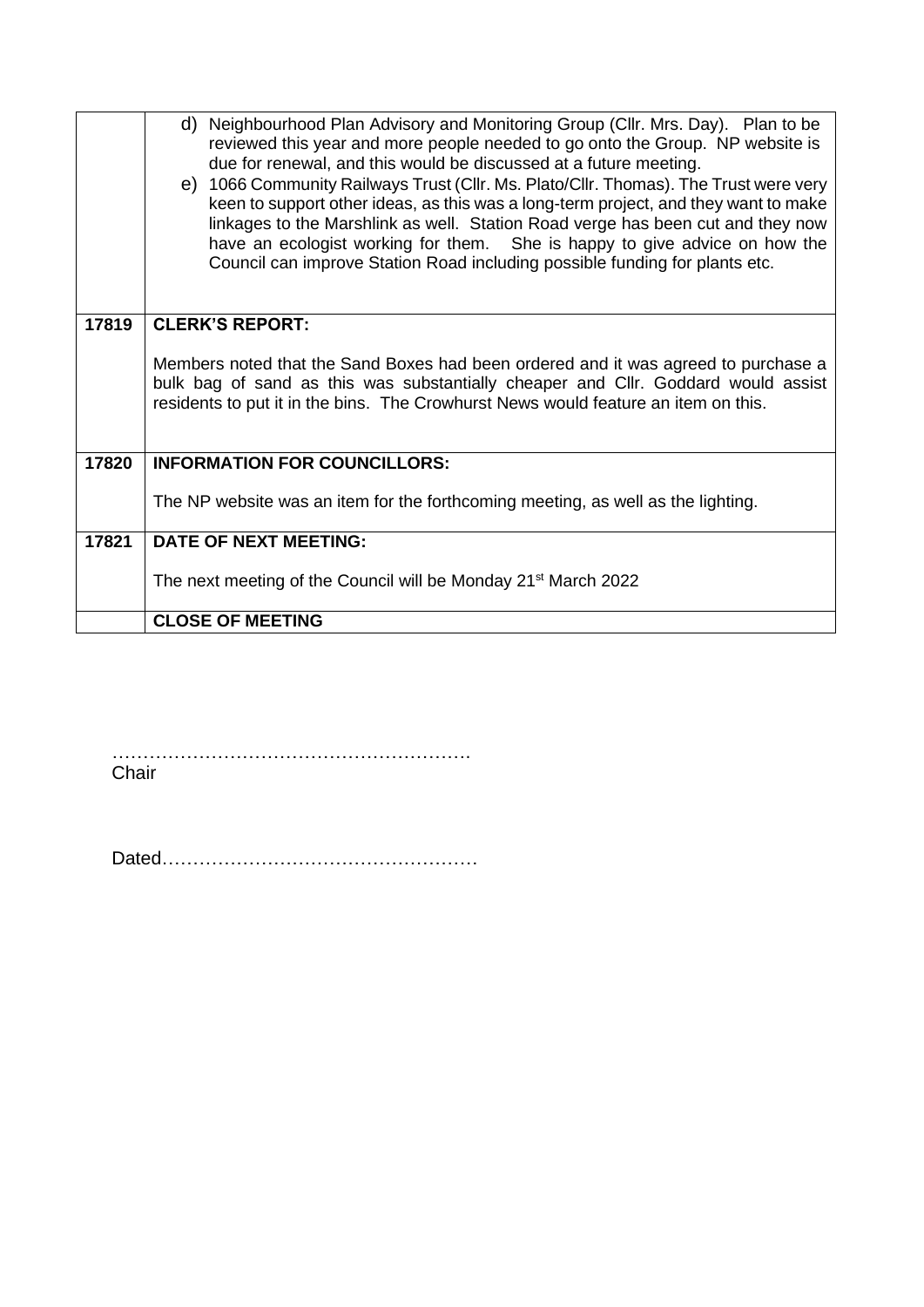| | |
|---|---|
| | d) Neighbourhood Plan Advisory and Monitoring Group (Cllr. Mrs. Day). Plan to be reviewed this year and more people needed to go onto the Group. NP website is due for renewal, and this would be discussed at a future meeting.<br>e) 1066 Community Railways Trust (Cllr. Ms. Plato/Cllr. Thomas). The Trust were very keen to support other ideas, as this was a long-term project, and they want to make linkages to the Marshlink as well. Station Road verge has been cut and they now have an ecologist working for them. She is happy to give advice on how the Council can improve Station Road including possible funding for plants etc. |
| **17819** | **CLERK'S REPORT:**<br><br>Members noted that the Sand Boxes had been ordered and it was agreed to purchase a bulk bag of sand as this was substantially cheaper and Cllr. Goddard would assist residents to put it in the bins. The Crowhurst News would feature an item on this. |
| **17820** | **INFORMATION FOR COUNCILLORS:**<br><br>The NP website was an item for the forthcoming meeting, as well as the lighting. |
| **17821** | **DATE OF NEXT MEETING:**<br><br>The next meeting of the Council will be Monday 21st March 2022 |
| | **CLOSE OF MEETING** |

…………………………………………………
Chair

Dated……………………………………………